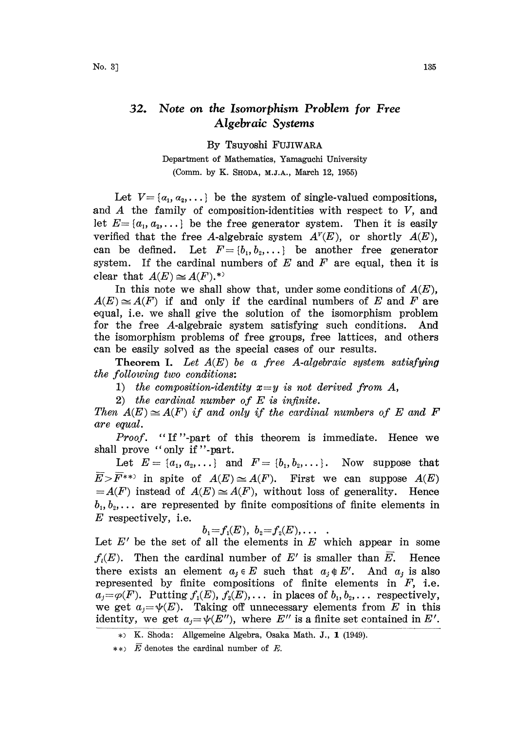## 32. Note on the Isomorphism Problem for Free Algebraic Systems

By Tsuyoshi FUJIWARA

Department of Mathematics, Yamaguchi University

(Comm. by K. SHODA, M.J.A., March 12, 1955)

Let $V=\{\alpha_1, \alpha_2, \dots\}$ be the system of single-valued compositions, and $A$ the family of composition-identities with respect to $V$, and let $E=\{a_1, a_2, \dots\}$ be the free generator system. Then it is easily verified that the free $A$-algebraic system $A^V(E)$, or shortly $A(E)$, can be defined. Let $F=\{b_1, b_2, \dots\}$ be another free generator system. If the cardinal numbers of $E$ and $F$ are equal, then it is clear that $A(E)\cong A(F)$.*)

In this note we shall show that, under some conditions of $A(E)$, $A(E)\cong A(F)$ if and only if the cardinal numbers of $E$ and $F$ are equal, i.e. we shall give the solution of the isomorphism problem for the free $A$-algebraic system satisfying such conditions. And the isomorphism problems of free groups, free lattices, and others can be easily solved as the special cases of our results.

**Theorem I.** *Let $A(E)$ be a free $A$-algebraic system satisfying the following two conditions:*

1) *the composition-identity $x=y$ is not derived from $A$,*
2) *the cardinal number of $E$ is infinite.*

*Then $A(E)\cong A(F)$ if and only if the cardinal numbers of $E$ and $F$ are equal.*

*Proof.* "If"-part of this theorem is immediate. Hence we shall prove "only if"-part.

Let $E=\{a_1, a_2, \dots\}$ and $F=\{b_1, b_2, \dots\}$. Now suppose that $\overline{E}>\overline{F}$**) in spite of $A(E)\cong A(F)$. First we can suppose $A(E)=A(F)$ instead of $A(E)\cong A(F)$, without loss of generality. Hence $b_1, b_2, \dots$ are represented by finite compositions of finite elements in $E$ respectively, i.e.

$$b_1=f_1(E),\ b_2=f_2(E), \dots \ .$$

Let $E'$ be the set of all the elements in $E$ which appear in some $f_i(E)$. Then the cardinal number of $E'$ is smaller than $\overline{E}$. Hence there exists an element $a_j\in E$ such that $a_j\notin E'$. And $a_j$ is also represented by finite compositions of finite elements in $F$, i.e. $a_j=\varphi(F)$. Putting $f_1(E), f_2(E), \dots$ in places of $b_1, b_2, \dots$ respectively, we get $a_j=\psi(E)$. Taking off unnecessary elements from $E$ in this identity, we get $a_j=\psi(E'')$, where $E''$ is a finite set contained in $E'$.

*) K. Shoda: Allgemeine Algebra, Osaka Math. J., **1** (1949).

**) $\overline{E}$ denotes the cardinal number of $E$.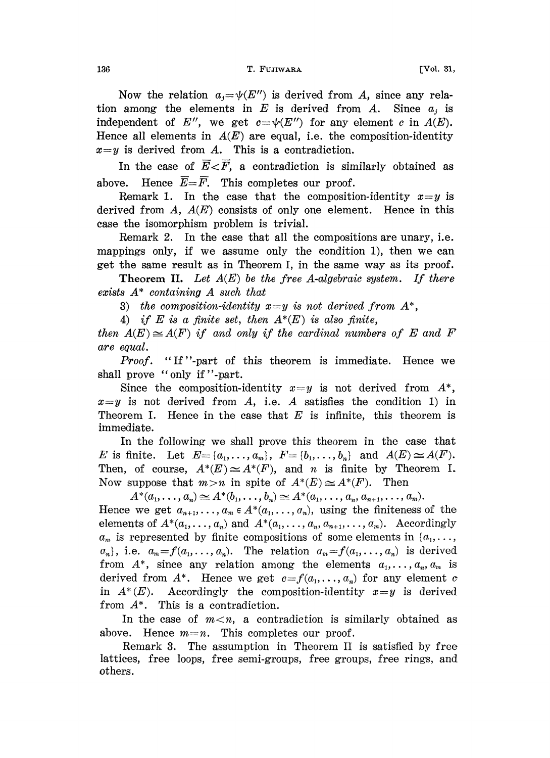Now the relation $a_j=\psi(E'')$ is derived from $A$, since any relation among the elements in $E$ is derived from $A$. Since $a_j$ is independent of $E''$, we get $c=\psi(E'')$ for any element $c$ in $A(E)$. Hence all elements in $A(E)$ are equal, i.e. the composition-identity $x=y$ is derived from $A$. This is a contradiction.

In the case of $\overline{E}<\overline{F}$, a contradiction is similarly obtained as above. Hence $\overline{E}=\overline{F}$. This completes our proof.

Remark 1. In the case that the composition-identity $x=y$ is derived from $A$, $A(E)$ consists of only one element. Hence in this case the isomorphism problem is trivial.

Remark 2. In the case that all the compositions are unary, i.e. mappings only, if we assume only the condition 1), then we can get the same result as in Theorem I, in the same way as its proof.

**Theorem II.** *Let $A(E)$ be the free $A$-algebraic system. If there exists $A^*$ containing $A$ such that*

3) *the composition-identity $x=y$ is not derived from $A^*$,*

4) *if $E$ is a finite set, then $A^*(E)$ is also finite,*

*then $A(E)\cong A(F)$ if and only if the cardinal numbers of $E$ and $F$ are equal.*

*Proof.* "If"-part of this theorem is immediate. Hence we shall prove "only if"-part.

Since the composition-identity $x=y$ is not derived from $A^*$, $x=y$ is not derived from $A$, i.e. $A$ satisfies the condition 1) in Theorem I. Hence in the case that $E$ is infinite, this theorem is immediate.

In the following we shall prove this theorem in the case that $E$ is finite. Let $E=\{a_1,\dots,a_m\}$, $F=\{b_1,\dots,b_n\}$ and $A(E)\cong A(F)$. Then, of course, $A^*(E)\cong A^*(F)$, and $n$ is finite by Theorem I. Now suppose that $m>n$ in spite of $A^*(E)\cong A^*(F)$. Then

$$A^*(a_1,\dots,a_n)\cong A^*(b_1,\dots,b_n)\cong A^*(a_1,\dots,a_n,a_{n+1},\dots,a_m).$$

Hence we get $a_{n+1},\dots,a_m \in A^*(a_1,\dots,a_n)$, using the finiteness of the elements of $A^*(a_1,\dots,a_n)$ and $A^*(a_1,\dots,a_n,a_{n+1},\dots,a_m)$. Accordingly $a_m$ is represented by finite compositions of some elements in $\{a_1,\dots,a_n\}$, i.e. $a_m=f(a_1,\dots,a_n)$. The relation $a_m=f(a_1,\dots,a_n)$ is derived from $A^*$, since any relation among the elements $a_1,\dots,a_n,a_m$ is derived from $A^*$. Hence we get $c=f(a_1,\dots,a_n)$ for any element $c$ in $A^*(E)$. Accordingly the composition-identity $x=y$ is derived from $A^*$. This is a contradiction.

In the case of $m<n$, a contradiction is similarly obtained as above. Hence $m=n$. This completes our proof.

Remark 3. The assumption in Theorem II is satisfied by free lattices, free loops, free semi-groups, free groups, free rings, and others.